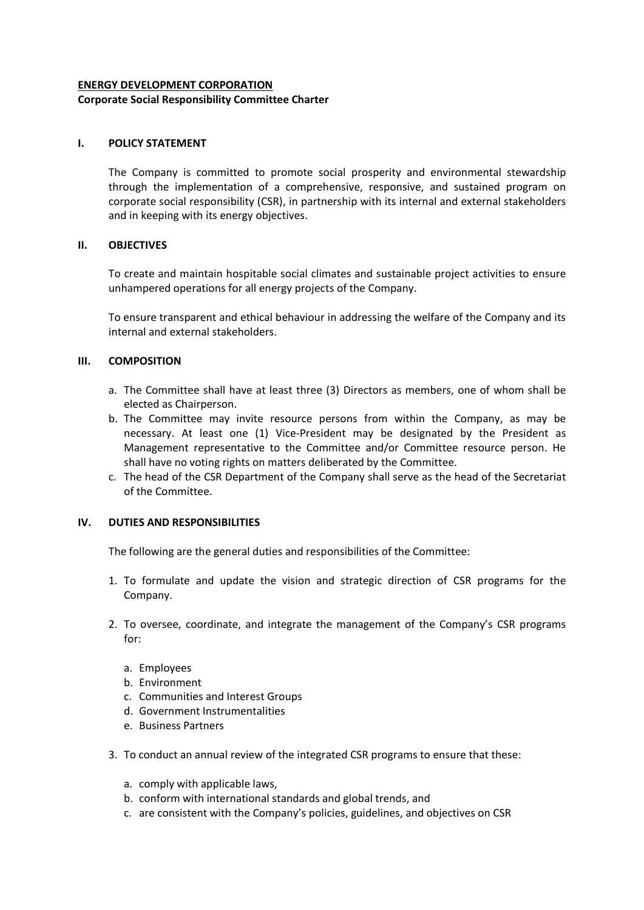**ENERGY DEVELOPMENT CORPORATION**

**Corporate Social Responsibility Committee Charter**

## I. POLICY STATEMENT

The Company is committed to promote social prosperity and environmental stewardship through the implementation of a comprehensive, responsive, and sustained program on corporate social responsibility (CSR), in partnership with its internal and external stakeholders and in keeping with its energy objectives.

## II. OBJECTIVES

To create and maintain hospitable social climates and sustainable project activities to ensure unhampered operations for all energy projects of the Company.

To ensure transparent and ethical behaviour in addressing the welfare of the Company and its internal and external stakeholders.

## III. COMPOSITION

a. The Committee shall have at least three (3) Directors as members, one of whom shall be elected as Chairperson.
b. The Committee may invite resource persons from within the Company, as may be necessary. At least one (1) Vice-President may be designated by the President as Management representative to the Committee and/or Committee resource person. He shall have no voting rights on matters deliberated by the Committee.
c. The head of the CSR Department of the Company shall serve as the head of the Secretariat of the Committee.

## IV. DUTIES AND RESPONSIBILITIES

The following are the general duties and responsibilities of the Committee:

1. To formulate and update the vision and strategic direction of CSR programs for the Company.

2. To oversee, coordinate, and integrate the management of the Company's CSR programs for:

   a. Employees
   b. Environment
   c. Communities and Interest Groups
   d. Government Instrumentalities
   e. Business Partners

3. To conduct an annual review of the integrated CSR programs to ensure that these:

   a. comply with applicable laws,
   b. conform with international standards and global trends, and
   c. are consistent with the Company's policies, guidelines, and objectives on CSR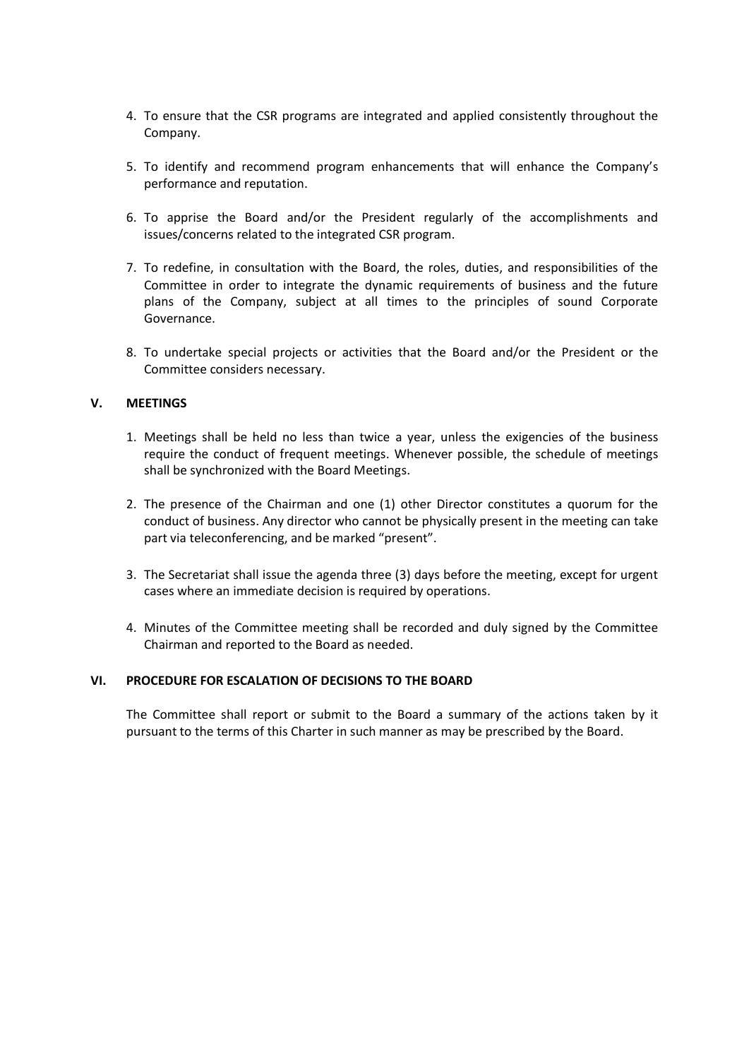4. To ensure that the CSR programs are integrated and applied consistently throughout the Company.

5. To identify and recommend program enhancements that will enhance the Company's performance and reputation.

6. To apprise the Board and/or the President regularly of the accomplishments and issues/concerns related to the integrated CSR program.

7. To redefine, in consultation with the Board, the roles, duties, and responsibilities of the Committee in order to integrate the dynamic requirements of business and the future plans of the Company, subject at all times to the principles of sound Corporate Governance.

8. To undertake special projects or activities that the Board and/or the President or the Committee considers necessary.

## V. MEETINGS

1. Meetings shall be held no less than twice a year, unless the exigencies of the business require the conduct of frequent meetings. Whenever possible, the schedule of meetings shall be synchronized with the Board Meetings.

2. The presence of the Chairman and one (1) other Director constitutes a quorum for the conduct of business. Any director who cannot be physically present in the meeting can take part via teleconferencing, and be marked "present".

3. The Secretariat shall issue the agenda three (3) days before the meeting, except for urgent cases where an immediate decision is required by operations.

4. Minutes of the Committee meeting shall be recorded and duly signed by the Committee Chairman and reported to the Board as needed.

## VI. PROCEDURE FOR ESCALATION OF DECISIONS TO THE BOARD

The Committee shall report or submit to the Board a summary of the actions taken by it pursuant to the terms of this Charter in such manner as may be prescribed by the Board.